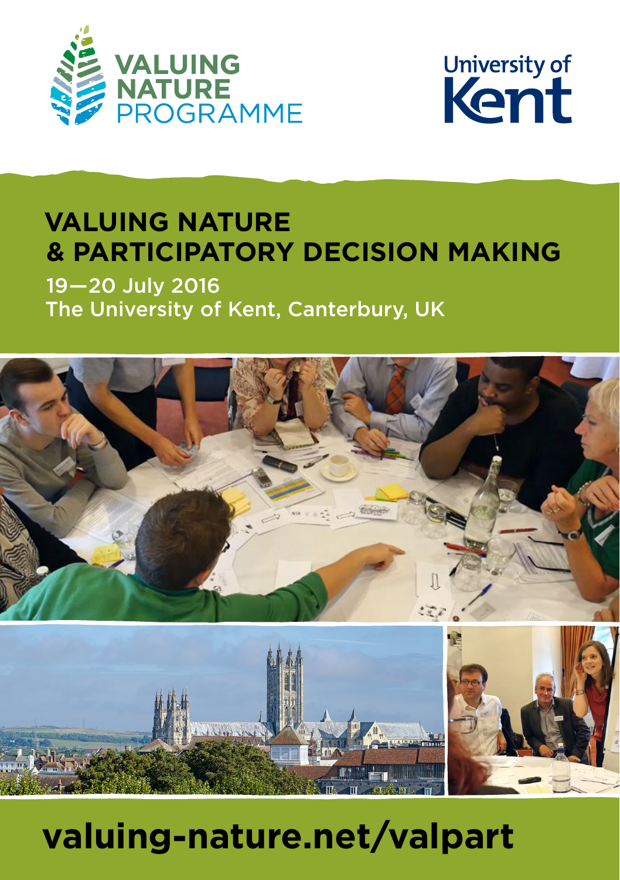VALUING NATURE PROGRAMME

University of Kent

# VALUING NATURE & PARTICIPATORY DECISION MAKING

19—20 July 2016
The University of Kent, Canterbury, UK

**valuing-nature.net/valpart**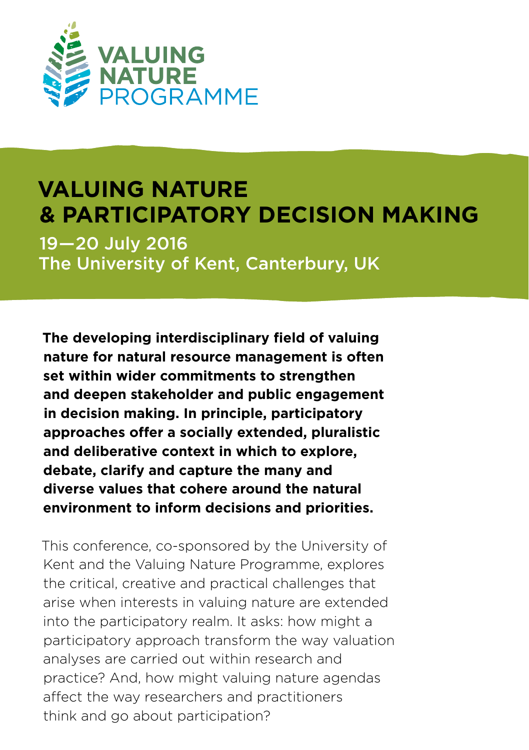VALUING NATURE PROGRAMME

# VALUING NATURE & PARTICIPATORY DECISION MAKING

19—20 July 2016
The University of Kent, Canterbury, UK

**The developing interdisciplinary field of valuing nature for natural resource management is often set within wider commitments to strengthen and deepen stakeholder and public engagement in decision making. In principle, participatory approaches offer a socially extended, pluralistic and deliberative context in which to explore, debate, clarify and capture the many and diverse values that cohere around the natural environment to inform decisions and priorities.**

This conference, co-sponsored by the University of Kent and the Valuing Nature Programme, explores the critical, creative and practical challenges that arise when interests in valuing nature are extended into the participatory realm. It asks: how might a participatory approach transform the way valuation analyses are carried out within research and practice? And, how might valuing nature agendas affect the way researchers and practitioners think and go about participation?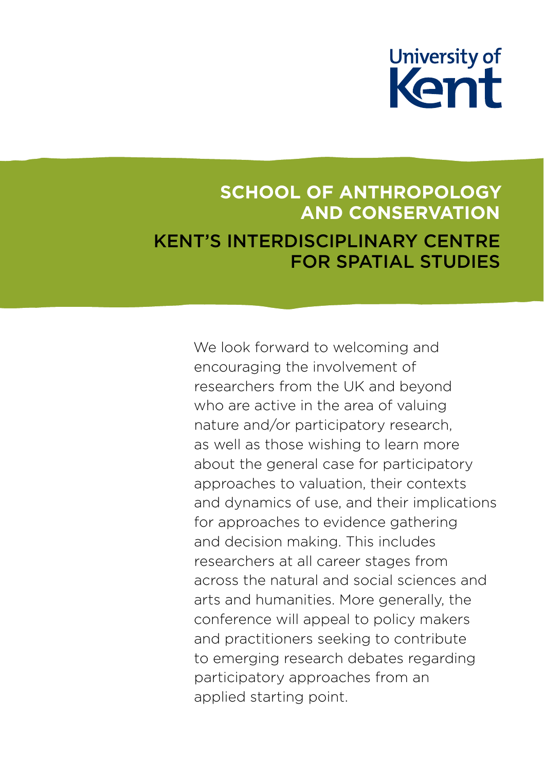University of Kent

## SCHOOL OF ANTHROPOLOGY AND CONSERVATION

## KENT'S INTERDISCIPLINARY CENTRE FOR SPATIAL STUDIES

We look forward to welcoming and encouraging the involvement of researchers from the UK and beyond who are active in the area of valuing nature and/or participatory research, as well as those wishing to learn more about the general case for participatory approaches to valuation, their contexts and dynamics of use, and their implications for approaches to evidence gathering and decision making. This includes researchers at all career stages from across the natural and social sciences and arts and humanities. More generally, the conference will appeal to policy makers and practitioners seeking to contribute to emerging research debates regarding participatory approaches from an applied starting point.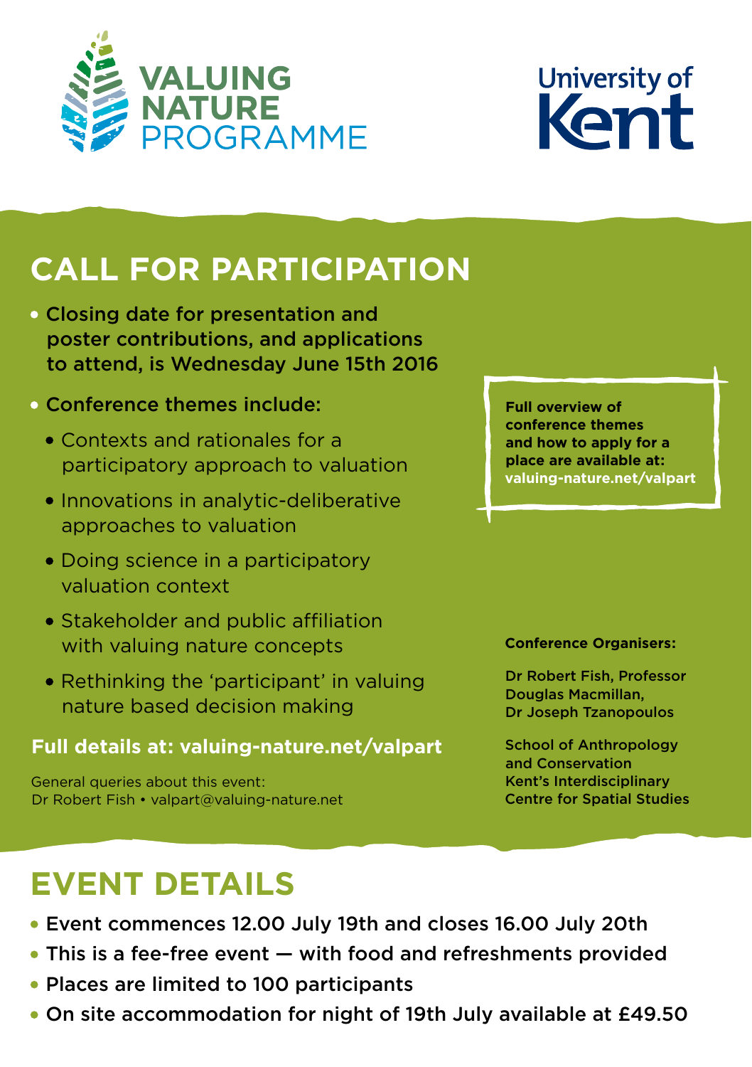VALUING NATURE PROGRAMME

University of Kent

## CALL FOR PARTICIPATION

- **Closing date for presentation and poster contributions, and applications to attend, is Wednesday June 15th 2016**
- **Conference themes include:**
  - Contexts and rationales for a participatory approach to valuation
  - Innovations in analytic-deliberative approaches to valuation
  - Doing science in a participatory valuation context
  - Stakeholder and public affiliation with valuing nature concepts
  - Rethinking the 'participant' in valuing nature based decision making

**Full details at: valuing-nature.net/valpart**

General queries about this event:
Dr Robert Fish • valpart@valuing-nature.net

**Full overview of conference themes and how to apply for a place are available at: valuing-nature.net/valpart**

**Conference Organisers:**

Dr Robert Fish, Professor Douglas Macmillan, Dr Joseph Tzanopoulos

School of Anthropology and Conservation
Kent's Interdisciplinary Centre for Spatial Studies

## EVENT DETAILS

- Event commences 12.00 July 19th and closes 16.00 July 20th
- This is a fee-free event — with food and refreshments provided
- Places are limited to 100 participants
- On site accommodation for night of 19th July available at £49.50